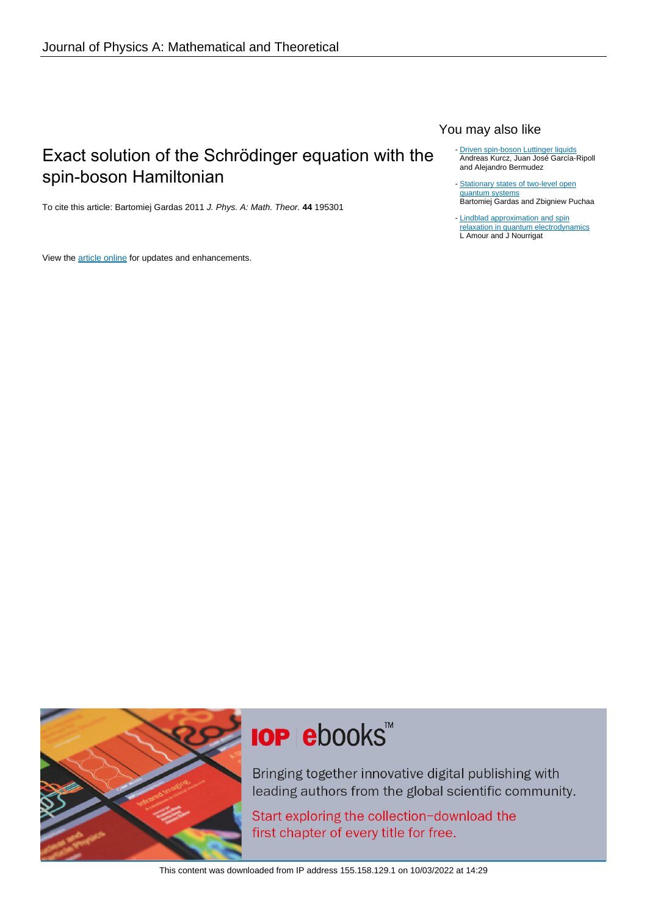Journal of Physics A: Mathematical and Theoretical

# Exact solution of the Schrödinger equation with the spin-boson Hamiltonian

To cite this article: Bartomiej Gardas 2011 *J. Phys. A: Math. Theor.* **44** 195301

View the article online for updates and enhancements.

## You may also like

- Driven spin-boson Luttinger liquids
  Andreas Kurcz, Juan José García-Ripoll and Alejandro Bermudez
- Stationary states of two-level open quantum systems
  Bartomiej Gardas and Zbigniew Puchaa
- Lindblad approximation and spin relaxation in quantum electrodynamics
  L Amour and J Nourrigat

**IOP ebooks™**

Bringing together innovative digital publishing with leading authors from the global scientific community.

Start exploring the collection–download the first chapter of every title for free.

This content was downloaded from IP address 155.158.129.1 on 10/03/2022 at 14:29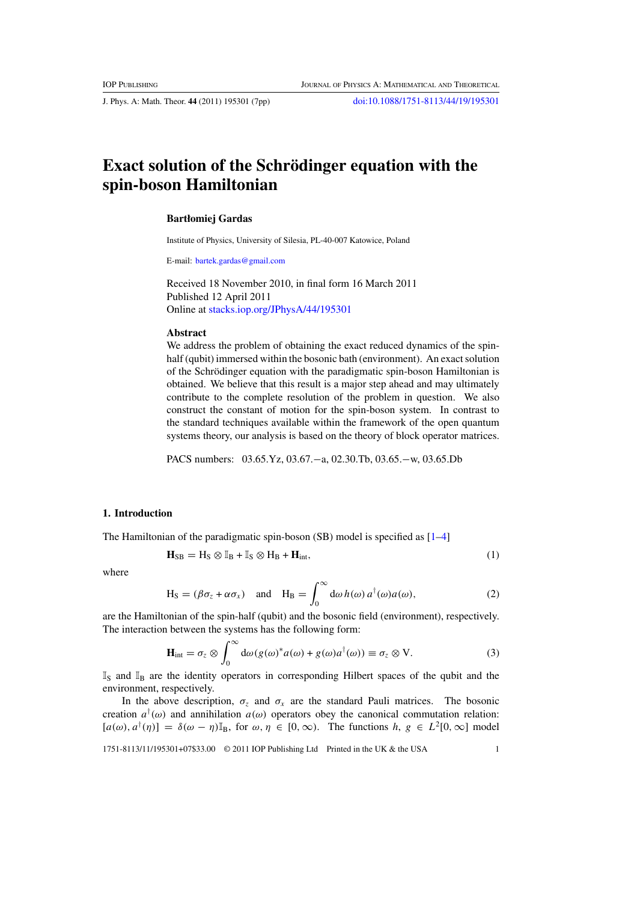# Exact solution of the Schrödinger equation with the spin-boson Hamiltonian

**Bartłomiej Gardas**

Institute of Physics, University of Silesia, PL-40-007 Katowice, Poland

E-mail: bartek.gardas@gmail.com

Received 18 November 2010, in final form 16 March 2011
Published 12 April 2011
Online at stacks.iop.org/JPhysA/44/195301

### Abstract

We address the problem of obtaining the exact reduced dynamics of the spin-half (qubit) immersed within the bosonic bath (environment). An exact solution of the Schrödinger equation with the paradigmatic spin-boson Hamiltonian is obtained. We believe that this result is a major step ahead and may ultimately contribute to the complete resolution of the problem in question. We also construct the constant of motion for the spin-boson system. In contrast to the standard techniques available within the framework of the open quantum systems theory, our analysis is based on the theory of block operator matrices.

PACS numbers: 03.65.Yz, 03.67.−a, 02.30.Tb, 03.65.−w, 03.65.Db

## 1. Introduction

The Hamiltonian of the paradigmatic spin-boson (SB) model is specified as [1–4]

$$\mathbf{H}_{\mathrm{SB}} = \mathrm{H}_{\mathrm{S}} \otimes \mathbb{I}_{\mathrm{B}} + \mathbb{I}_{\mathrm{S}} \otimes \mathrm{H}_{\mathrm{B}} + \mathbf{H}_{\mathrm{int}}, \tag{1}$$

where

$$\mathrm{H}_{\mathrm{S}} = (\beta\sigma_z + \alpha\sigma_x) \quad \text{and} \quad \mathrm{H}_{\mathrm{B}} = \int_0^\infty \mathrm{d}\omega\, h(\omega)\, a^\dagger(\omega)a(\omega), \tag{2}$$

are the Hamiltonian of the spin-half (qubit) and the bosonic field (environment), respectively. The interaction between the systems has the following form:

$$\mathbf{H}_{\mathrm{int}} = \sigma_z \otimes \int_0^\infty \mathrm{d}\omega (g(\omega)^* a(\omega) + g(\omega)a^\dagger(\omega)) \equiv \sigma_z \otimes \mathrm{V}. \tag{3}$$

$\mathbb{I}_{\mathrm{S}}$ and $\mathbb{I}_{\mathrm{B}}$ are the identity operators in corresponding Hilbert spaces of the qubit and the environment, respectively.

In the above description, $\sigma_z$ and $\sigma_x$ are the standard Pauli matrices. The bosonic creation $a^\dagger(\omega)$ and annihilation $a(\omega)$ operators obey the canonical commutation relation: $[a(\omega), a^\dagger(\eta)] = \delta(\omega - \eta)\mathbb{I}_{\mathrm{B}}$, for $\omega, \eta \in [0, \infty)$. The functions $h,\ g \in L^2[0, \infty]$ model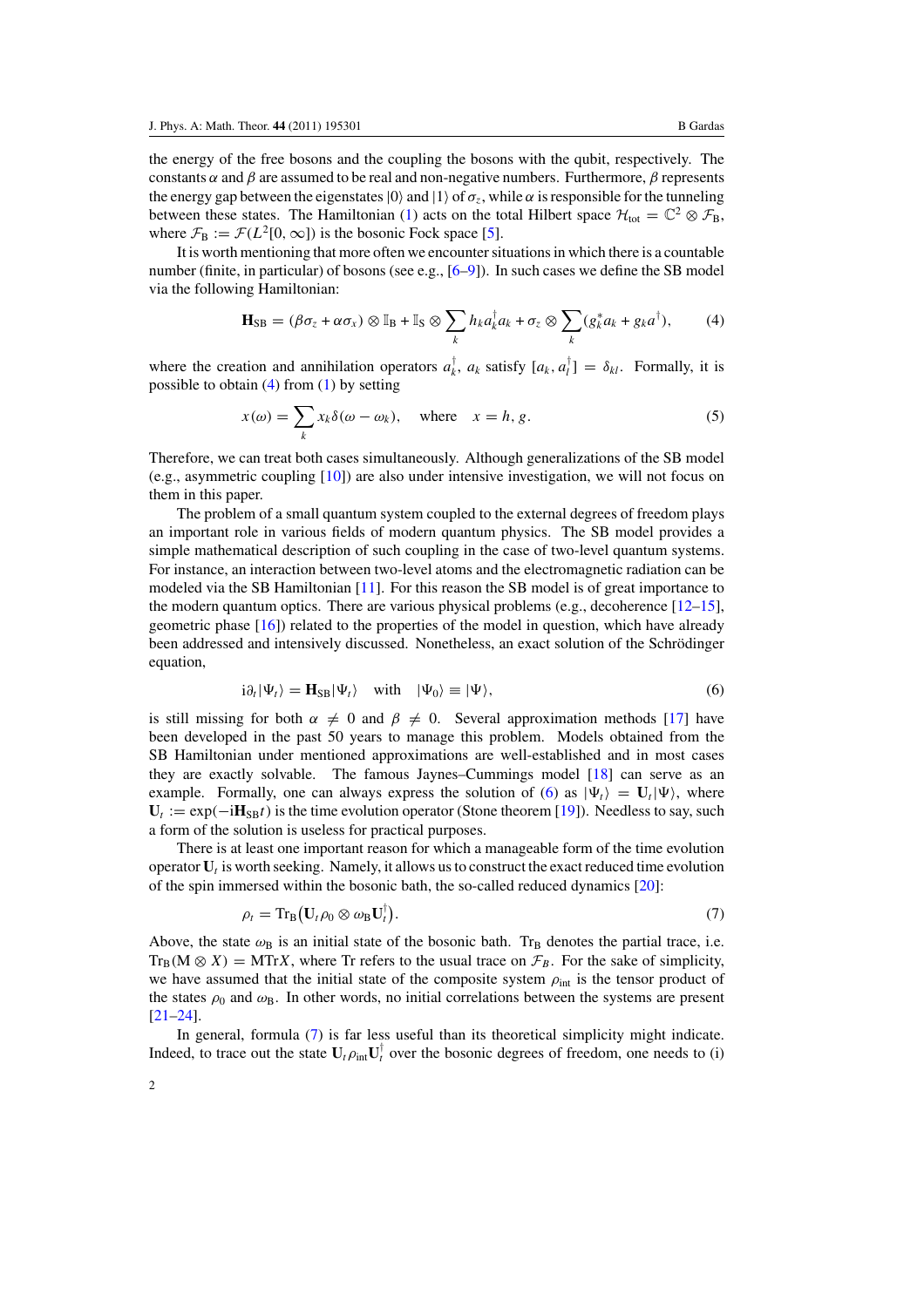the energy of the free bosons and the coupling the bosons with the qubit, respectively. The constants $\alpha$ and $\beta$ are assumed to be real and non-negative numbers. Furthermore, $\beta$ represents the energy gap between the eigenstates $|0\rangle$ and $|1\rangle$ of $\sigma_z$, while $\alpha$ is responsible for the tunneling between these states. The Hamiltonian (1) acts on the total Hilbert space $\mathcal{H}_{\text{tot}} = \mathbb{C}^2 \otimes \mathcal{F}_{\text{B}}$, where $\mathcal{F}_{\text{B}} := \mathcal{F}(L^2[0,\infty])$ is the bosonic Fock space [5].

It is worth mentioning that more often we encounter situations in which there is a countable number (finite, in particular) of bosons (see e.g., [6–9]). In such cases we define the SB model via the following Hamiltonian:

$$\mathbf{H}_{\text{SB}} = (\beta\sigma_z + \alpha\sigma_x) \otimes \mathbb{I}_{\text{B}} + \mathbb{I}_{\text{S}} \otimes \sum_k h_k a_k^\dagger a_k + \sigma_z \otimes \sum_k (g_k^* a_k + g_k a^\dagger), \tag{4}$$

where the creation and annihilation operators $a_k^\dagger$, $a_k$ satisfy $[a_k, a_l^\dagger] = \delta_{kl}$. Formally, it is possible to obtain (4) from (1) by setting

$$x(\omega) = \sum_k x_k \delta(\omega - \omega_k), \quad \text{where} \quad x = h, g. \tag{5}$$

Therefore, we can treat both cases simultaneously. Although generalizations of the SB model (e.g., asymmetric coupling [10]) are also under intensive investigation, we will not focus on them in this paper.

The problem of a small quantum system coupled to the external degrees of freedom plays an important role in various fields of modern quantum physics. The SB model provides a simple mathematical description of such coupling in the case of two-level quantum systems. For instance, an interaction between two-level atoms and the electromagnetic radiation can be modeled via the SB Hamiltonian [11]. For this reason the SB model is of great importance to the modern quantum optics. There are various physical problems (e.g., decoherence [12–15], geometric phase [16]) related to the properties of the model in question, which have already been addressed and intensively discussed. Nonetheless, an exact solution of the Schrödinger equation,

$$\mathrm{i}\partial_t|\Psi_t\rangle = \mathbf{H}_{\text{SB}}|\Psi_t\rangle \quad \text{with} \quad |\Psi_0\rangle \equiv |\Psi\rangle, \tag{6}$$

is still missing for both $\alpha \neq 0$ and $\beta \neq 0$. Several approximation methods [17] have been developed in the past 50 years to manage this problem. Models obtained from the SB Hamiltonian under mentioned approximations are well-established and in most cases they are exactly solvable. The famous Jaynes–Cummings model [18] can serve as an example. Formally, one can always express the solution of (6) as $|\Psi_t\rangle = \mathbf{U}_t|\Psi\rangle$, where $\mathbf{U}_t := \exp(-\mathrm{i}\mathbf{H}_{\text{SB}}t)$ is the time evolution operator (Stone theorem [19]). Needless to say, such a form of the solution is useless for practical purposes.

There is at least one important reason for which a manageable form of the time evolution operator $\mathbf{U}_t$ is worth seeking. Namely, it allows us to construct the exact reduced time evolution of the spin immersed within the bosonic bath, the so-called reduced dynamics [20]:

$$\rho_t = \text{Tr}_{\text{B}}\left(\mathbf{U}_t\rho_0 \otimes \omega_{\text{B}}\mathbf{U}_t^\dagger\right). \tag{7}$$

Above, the state $\omega_{\text{B}}$ is an initial state of the bosonic bath. $\text{Tr}_{\text{B}}$ denotes the partial trace, i.e. $\text{Tr}_{\text{B}}(\text{M} \otimes X) = \text{M}\text{Tr}X$, where Tr refers to the usual trace on $\mathcal{F}_B$. For the sake of simplicity, we have assumed that the initial state of the composite system $\rho_{\text{int}}$ is the tensor product of the states $\rho_0$ and $\omega_{\text{B}}$. In other words, no initial correlations between the systems are present [21–24].

In general, formula (7) is far less useful than its theoretical simplicity might indicate. Indeed, to trace out the state $\mathbf{U}_t\rho_{\text{int}}\mathbf{U}_t^\dagger$ over the bosonic degrees of freedom, one needs to (i)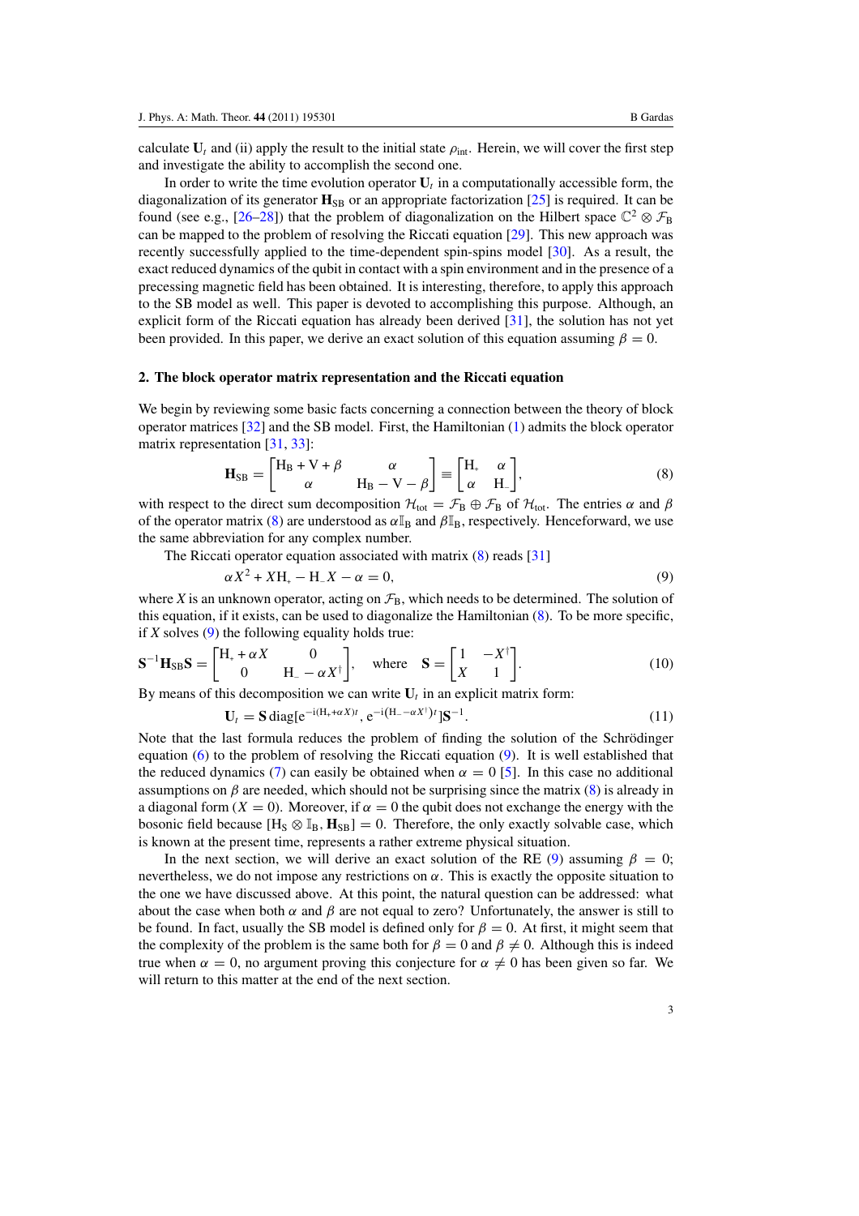calculate $\mathbf{U}_t$ and (ii) apply the result to the initial state $\rho_{\text{int}}$. Herein, we will cover the first step and investigate the ability to accomplish the second one.

In order to write the time evolution operator $\mathbf{U}_t$ in a computationally accessible form, the diagonalization of its generator $\mathbf{H}_{\text{SB}}$ or an appropriate factorization [25] is required. It can be found (see e.g., [26–28]) that the problem of diagonalization on the Hilbert space $\mathbb{C}^2 \otimes \mathcal{F}_{\text{B}}$ can be mapped to the problem of resolving the Riccati equation [29]. This new approach was recently successfully applied to the time-dependent spin-spins model [30]. As a result, the exact reduced dynamics of the qubit in contact with a spin environment and in the presence of a precessing magnetic field has been obtained. It is interesting, therefore, to apply this approach to the SB model as well. This paper is devoted to accomplishing this purpose. Although, an explicit form of the Riccati equation has already been derived [31], the solution has not yet been provided. In this paper, we derive an exact solution of this equation assuming $\beta = 0$.

## 2. The block operator matrix representation and the Riccati equation

We begin by reviewing some basic facts concerning a connection between the theory of block operator matrices [32] and the SB model. First, the Hamiltonian (1) admits the block operator matrix representation [31, 33]:

$$\mathbf{H}_{\text{SB}} = \begin{bmatrix} \text{H}_{\text{B}} + \text{V} + \beta & \alpha \\ \alpha & \text{H}_{\text{B}} - \text{V} - \beta \end{bmatrix} \equiv \begin{bmatrix} \text{H}_{+} & \alpha \\ \alpha & \text{H}_{-} \end{bmatrix}, \tag{8}$$

with respect to the direct sum decomposition $\mathcal{H}_{\text{tot}} = \mathcal{F}_{\text{B}} \oplus \mathcal{F}_{\text{B}}$ of $\mathcal{H}_{\text{tot}}$. The entries $\alpha$ and $\beta$ of the operator matrix (8) are understood as $\alpha\mathbb{I}_{\text{B}}$ and $\beta\mathbb{I}_{\text{B}}$, respectively. Henceforward, we use the same abbreviation for any complex number.

The Riccati operator equation associated with matrix (8) reads [31]

$$\alpha X^2 + X\text{H}_{+} - \text{H}_{-}X - \alpha = 0, \tag{9}$$

where $X$ is an unknown operator, acting on $\mathcal{F}_{\text{B}}$, which needs to be determined. The solution of this equation, if it exists, can be used to diagonalize the Hamiltonian (8). To be more specific, if $X$ solves (9) the following equality holds true:

$$\mathbf{S}^{-1}\mathbf{H}_{\text{SB}}\mathbf{S} = \begin{bmatrix} \text{H}_{+} + \alpha X & 0 \\ 0 & \text{H}_{-} - \alpha X^{\dagger} \end{bmatrix}, \quad \text{where} \quad \mathbf{S} = \begin{bmatrix} 1 & -X^{\dagger} \\ X & 1 \end{bmatrix}. \tag{10}$$

By means of this decomposition we can write $\mathbf{U}_t$ in an explicit matrix form:

$$\mathbf{U}_t = \mathbf{S}\,\text{diag}[\text{e}^{-\text{i}(\text{H}_{+}+\alpha X)t}, \text{e}^{-\text{i}(\text{H}_{-}-\alpha X^{\dagger})t}]\mathbf{S}^{-1}. \tag{11}$$

Note that the last formula reduces the problem of finding the solution of the Schrödinger equation (6) to the problem of resolving the Riccati equation (9). It is well established that the reduced dynamics (7) can easily be obtained when $\alpha = 0$ [5]. In this case no additional assumptions on $\beta$ are needed, which should not be surprising since the matrix (8) is already in a diagonal form ($X = 0$). Moreover, if $\alpha = 0$ the qubit does not exchange the energy with the bosonic field because $[\text{H}_{\text{S}} \otimes \mathbb{I}_{\text{B}}, \mathbf{H}_{\text{SB}}] = 0$. Therefore, the only exactly solvable case, which is known at the present time, represents a rather extreme physical situation.

In the next section, we will derive an exact solution of the RE (9) assuming $\beta = 0$; nevertheless, we do not impose any restrictions on $\alpha$. This is exactly the opposite situation to the one we have discussed above. At this point, the natural question can be addressed: what about the case when both $\alpha$ and $\beta$ are not equal to zero? Unfortunately, the answer is still to be found. In fact, usually the SB model is defined only for $\beta = 0$. At first, it might seem that the complexity of the problem is the same both for $\beta = 0$ and $\beta \neq 0$. Although this is indeed true when $\alpha = 0$, no argument proving this conjecture for $\alpha \neq 0$ has been given so far. We will return to this matter at the end of the next section.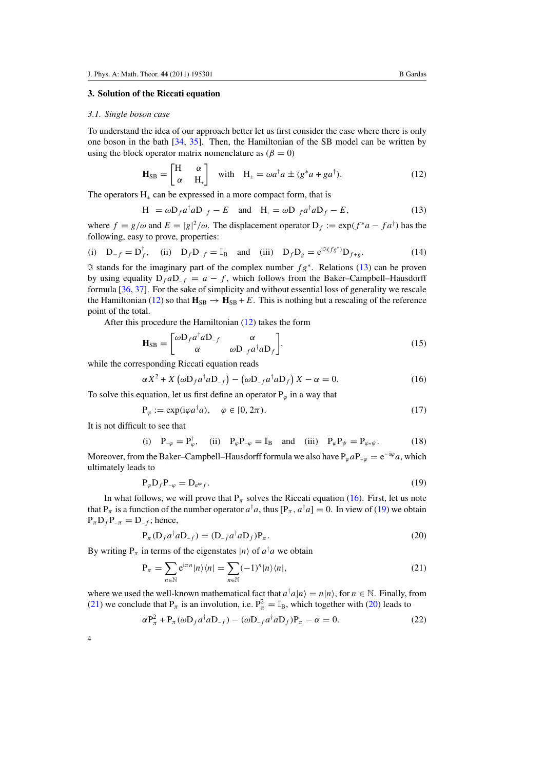## 3. Solution of the Riccati equation

### 3.1. Single boson case

To understand the idea of our approach better let us first consider the case where there is only one boson in the bath [34, 35]. Then, the Hamiltonian of the SB model can be written by using the block operator matrix nomenclature as ($\beta = 0$)

$$\mathbf{H}_{\mathrm{SB}} = \begin{bmatrix} \mathrm{H}_{-} & \alpha \\ \alpha & \mathrm{H}_{+} \end{bmatrix} \quad \text{with} \quad \mathrm{H}_{\pm} = \omega a^{\dagger} a \pm (g^{*} a + g a^{\dagger}). \tag{12}$$

The operators $\mathrm{H}_{\pm}$ can be expressed in a more compact form, that is

$$\mathrm{H}_{-} = \omega \mathrm{D}_{f} a^{\dagger} a \mathrm{D}_{-f} - E \quad \text{and} \quad \mathrm{H}_{+} = \omega \mathrm{D}_{-f} a^{\dagger} a \mathrm{D}_{f} - E, \tag{13}$$

where $f = g/\omega$ and $E = |g|^2/\omega$. The displacement operator $\mathrm{D}_f := \exp(f^{*} a - f a^{\dagger})$ has the following, easy to prove, properties:

$$\text{(i)} \quad \mathrm{D}_{-f} = \mathrm{D}_{f}^{\dagger}, \quad \text{(ii)} \quad \mathrm{D}_{f} \mathrm{D}_{-f} = \mathbb{I}_{\mathrm{B}} \quad \text{and} \quad \text{(iii)} \quad \mathrm{D}_{f} \mathrm{D}_{g} = \mathrm{e}^{\mathrm{i}\Im(f g^{*})} \mathrm{D}_{f+g}. \tag{14}$$

$\Im$ stands for the imaginary part of the complex number $f g^{*}$. Relations (13) can be proven by using equality $\mathrm{D}_{f} a \mathrm{D}_{-f} = a - f$, which follows from the Baker–Campbell–Hausdorff formula [36, 37]. For the sake of simplicity and without essential loss of generality we rescale the Hamiltonian (12) so that $\mathbf{H}_{\mathrm{SB}} \to \mathbf{H}_{\mathrm{SB}} + E$. This is nothing but a rescaling of the reference point of the total.

After this procedure the Hamiltonian (12) takes the form

$$\mathbf{H}_{\mathrm{SB}} = \begin{bmatrix} \omega \mathrm{D}_{f} a^{\dagger} a \mathrm{D}_{-f} & \alpha \\ \alpha & \omega \mathrm{D}_{-f} a^{\dagger} a \mathrm{D}_{f} \end{bmatrix}, \tag{15}$$

while the corresponding Riccati equation reads

$$\alpha X^2 + X \left( \omega \mathrm{D}_{f} a^{\dagger} a \mathrm{D}_{-f} \right) - \left( \omega \mathrm{D}_{-f} a^{\dagger} a \mathrm{D}_{f} \right) X - \alpha = 0. \tag{16}$$

To solve this equation, let us first define an operator $\mathrm{P}_{\varphi}$ in a way that

$$\mathrm{P}_{\varphi} := \exp(\mathrm{i}\varphi a^{\dagger} a), \quad \varphi \in [0, 2\pi). \tag{17}$$

It is not difficult to see that

$$\text{(i)} \quad \mathrm{P}_{-\varphi} = \mathrm{P}_{\varphi}^{\dagger}, \quad \text{(ii)} \quad \mathrm{P}_{\varphi} \mathrm{P}_{-\varphi} = \mathbb{I}_{\mathrm{B}} \quad \text{and} \quad \text{(iii)} \quad \mathrm{P}_{\varphi} \mathrm{P}_{\psi} = \mathrm{P}_{\varphi+\psi}. \tag{18}$$

Moreover, from the Baker–Campbell–Hausdorff formula we also have $\mathrm{P}_{\varphi} a \mathrm{P}_{-\varphi} = \mathrm{e}^{-\mathrm{i}\varphi} a$, which ultimately leads to

$$\mathrm{P}_{\varphi} \mathrm{D}_{f} \mathrm{P}_{-\varphi} = \mathrm{D}_{\mathrm{e}^{\mathrm{i}\varphi} f}. \tag{19}$$

In what follows, we will prove that $\mathrm{P}_{\pi}$ solves the Riccati equation (16). First, let us note that $\mathrm{P}_{\pi}$ is a function of the number operator $a^{\dagger} a$, thus $[\mathrm{P}_{\pi}, a^{\dagger} a] = 0$. In view of (19) we obtain $\mathrm{P}_{\pi} \mathrm{D}_{f} \mathrm{P}_{-\pi} = \mathrm{D}_{-f}$; hence,

$$\mathrm{P}_{\pi} (\mathrm{D}_{f} a^{\dagger} a \mathrm{D}_{-f}) = (\mathrm{D}_{-f} a^{\dagger} a \mathrm{D}_{f}) \mathrm{P}_{\pi}. \tag{20}$$

By writing $\mathrm{P}_{\pi}$ in terms of the eigenstates $|n\rangle$ of $a^{\dagger} a$ we obtain

$$\mathrm{P}_{\pi} = \sum_{n \in \mathbb{N}} \mathrm{e}^{\mathrm{i}\pi n} |n\rangle\langle n| = \sum_{n \in \mathbb{N}} (-1)^n |n\rangle\langle n|, \tag{21}$$

where we used the well-known mathematical fact that $a^{\dagger} a |n\rangle = n |n\rangle$, for $n \in \mathbb{N}$. Finally, from (21) we conclude that $\mathrm{P}_{\pi}$ is an involution, i.e. $\mathrm{P}_{\pi}^2 = \mathbb{I}_{\mathrm{B}}$, which together with (20) leads to

$$\alpha \mathrm{P}_{\pi}^2 + \mathrm{P}_{\pi} (\omega \mathrm{D}_{f} a^{\dagger} a \mathrm{D}_{-f}) - (\omega \mathrm{D}_{-f} a^{\dagger} a \mathrm{D}_{f}) \mathrm{P}_{\pi} - \alpha = 0. \tag{22}$$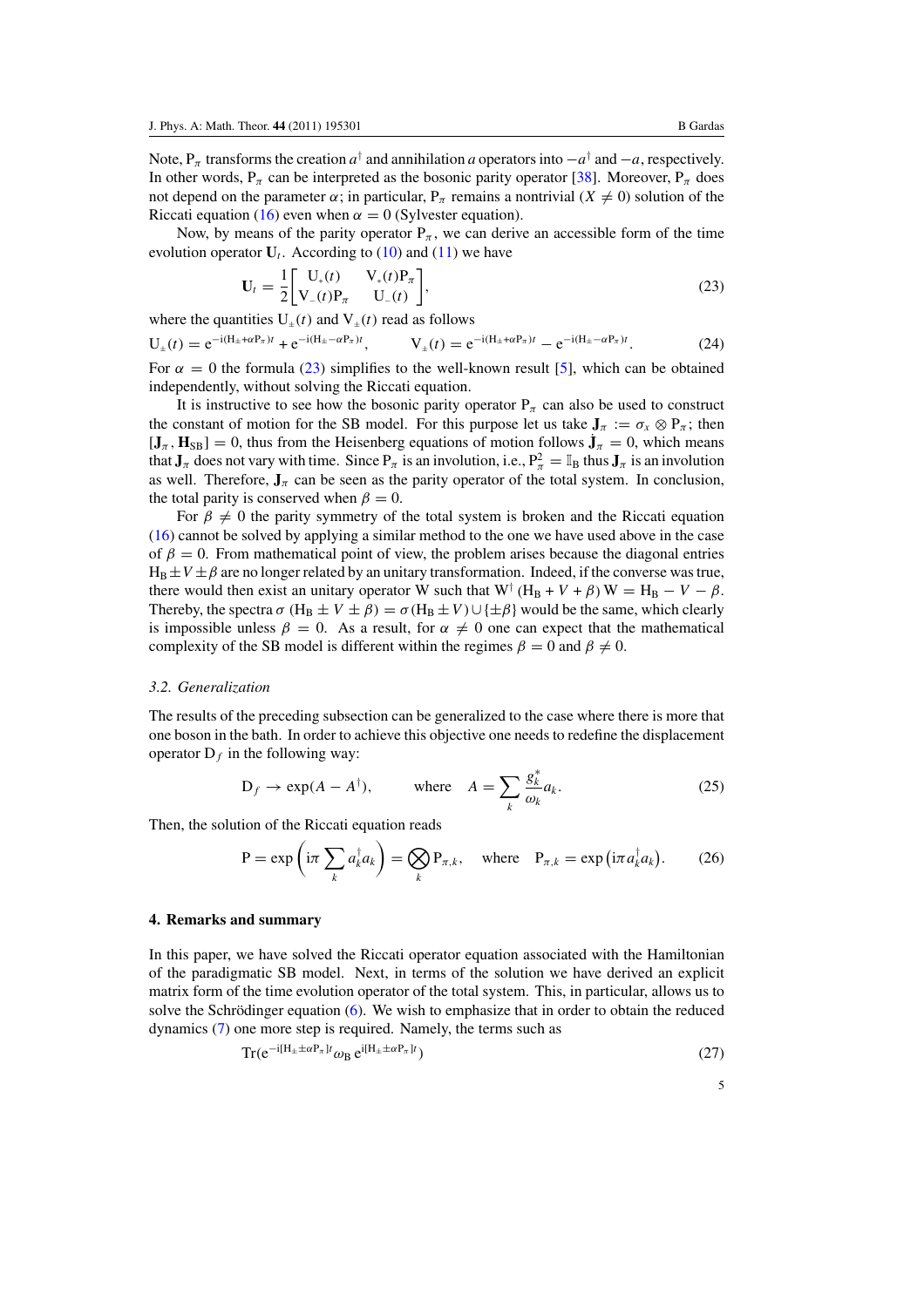Note, $\mathrm{P}_\pi$ transforms the creation $a^\dagger$ and annihilation $a$ operators into $-a^\dagger$ and $-a$, respectively. In other words, $\mathrm{P}_\pi$ can be interpreted as the bosonic parity operator [38]. Moreover, $\mathrm{P}_\pi$ does not depend on the parameter $\alpha$; in particular, $\mathrm{P}_\pi$ remains a nontrivial ($X \neq 0$) solution of the Riccati equation (16) even when $\alpha = 0$ (Sylvester equation).

Now, by means of the parity operator $\mathrm{P}_\pi$, we can derive an accessible form of the time evolution operator $\mathbf{U}_t$. According to (10) and (11) we have

$$\mathbf{U}_t = \frac{1}{2}\begin{bmatrix} \mathrm{U}_+(t) & \mathrm{V}_+(t)\mathrm{P}_\pi \\ \mathrm{V}_-(t)\mathrm{P}_\pi & \mathrm{U}_-(t) \end{bmatrix}, \tag{23}$$

where the quantities $\mathrm{U}_\pm(t)$ and $\mathrm{V}_\pm(t)$ read as follows

$$\mathrm{U}_\pm(t) = \mathrm{e}^{-\mathrm{i}(\mathrm{H}_\pm + \alpha \mathrm{P}_\pi)t} + \mathrm{e}^{-\mathrm{i}(\mathrm{H}_\pm - \alpha \mathrm{P}_\pi)t}, \qquad \mathrm{V}_\pm(t) = \mathrm{e}^{-\mathrm{i}(\mathrm{H}_\pm + \alpha \mathrm{P}_\pi)t} - \mathrm{e}^{-\mathrm{i}(\mathrm{H}_\pm - \alpha \mathrm{P}_\pi)t}. \tag{24}$$

For $\alpha = 0$ the formula (23) simplifies to the well-known result [5], which can be obtained independently, without solving the Riccati equation.

It is instructive to see how the bosonic parity operator $\mathrm{P}_\pi$ can also be used to construct the constant of motion for the SB model. For this purpose let us take $\mathbf{J}_\pi := \sigma_x \otimes \mathrm{P}_\pi$; then $[\mathbf{J}_\pi, \mathbf{H}_{\mathrm{SB}}] = 0$, thus from the Heisenberg equations of motion follows $\dot{\mathbf{J}}_\pi = 0$, which means that $\mathbf{J}_\pi$ does not vary with time. Since $\mathrm{P}_\pi$ is an involution, i.e., $\mathrm{P}_\pi^2 = \mathbb{I}_\mathrm{B}$ thus $\mathbf{J}_\pi$ is an involution as well. Therefore, $\mathbf{J}_\pi$ can be seen as the parity operator of the total system. In conclusion, the total parity is conserved when $\beta = 0$.

For $\beta \neq 0$ the parity symmetry of the total system is broken and the Riccati equation (16) cannot be solved by applying a similar method to the one we have used above in the case of $\beta = 0$. From mathematical point of view, the problem arises because the diagonal entries $\mathrm{H}_\mathrm{B} \pm V \pm \beta$ are no longer related by an unitary transformation. Indeed, if the converse was true, there would then exist an unitary operator W such that $\mathrm{W}^\dagger(\mathrm{H}_\mathrm{B} + V + \beta)\mathrm{W} = \mathrm{H}_\mathrm{B} - V - \beta$. Thereby, the spectra $\sigma(\mathrm{H}_\mathrm{B} \pm V \pm \beta) = \sigma(\mathrm{H}_\mathrm{B} \pm V) \cup \{\pm\beta\}$ would be the same, which clearly is impossible unless $\beta = 0$. As a result, for $\alpha \neq 0$ one can expect that the mathematical complexity of the SB model is different within the regimes $\beta = 0$ and $\beta \neq 0$.

### *3.2. Generalization*

The results of the preceding subsection can be generalized to the case where there is more that one boson in the bath. In order to achieve this objective one needs to redefine the displacement operator $\mathrm{D}_f$ in the following way:

$$\mathrm{D}_f \to \exp(A - A^\dagger), \qquad \text{where} \quad A = \sum_k \frac{g_k^*}{\omega_k} a_k. \tag{25}$$

Then, the solution of the Riccati equation reads

$$\mathrm{P} = \exp\left(\mathrm{i}\pi \sum_k a_k^\dagger a_k\right) = \bigotimes_k \mathrm{P}_{\pi,k}, \quad \text{where} \quad \mathrm{P}_{\pi,k} = \exp\left(\mathrm{i}\pi a_k^\dagger a_k\right). \tag{26}$$

## 4. Remarks and summary

In this paper, we have solved the Riccati operator equation associated with the Hamiltonian of the paradigmatic SB model. Next, in terms of the solution we have derived an explicit matrix form of the time evolution operator of the total system. This, in particular, allows us to solve the Schrödinger equation (6). We wish to emphasize that in order to obtain the reduced dynamics (7) one more step is required. Namely, the terms such as

$$\mathrm{Tr}(\mathrm{e}^{-\mathrm{i}[\mathrm{H}_\pm \pm \alpha \mathrm{P}_\pi]t} \omega_\mathrm{B}\, \mathrm{e}^{\mathrm{i}[\mathrm{H}_\pm \pm \alpha \mathrm{P}_\pi]t}) \tag{27}$$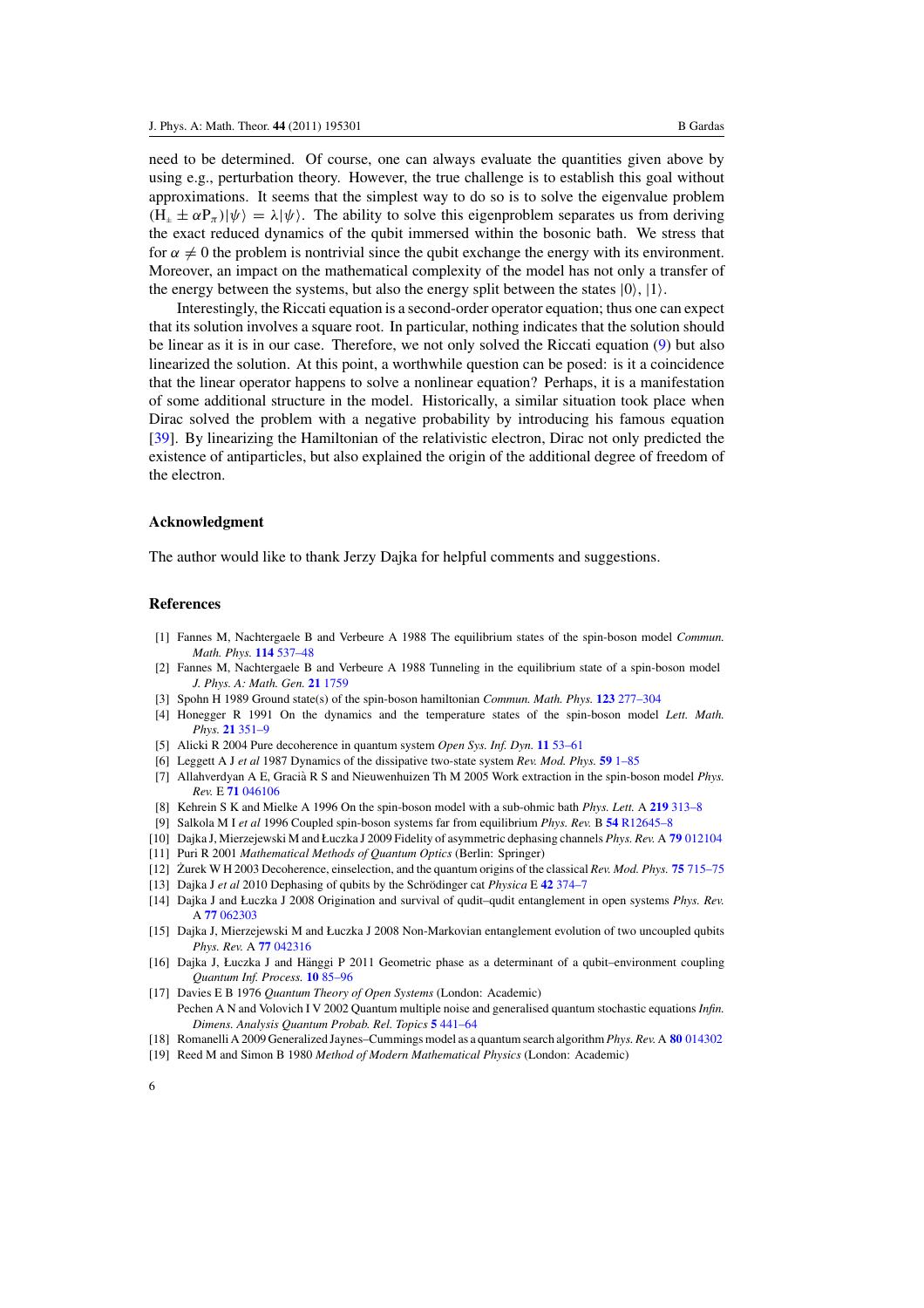need to be determined. Of course, one can always evaluate the quantities given above by using e.g., perturbation theory. However, the true challenge is to establish this goal without approximations. It seems that the simplest way to do so is to solve the eigenvalue problem $(\mathrm{H}_{\pm} \pm \alpha \mathrm{P}_{\pi})|\psi\rangle = \lambda|\psi\rangle$. The ability to solve this eigenproblem separates us from deriving the exact reduced dynamics of the qubit immersed within the bosonic bath. We stress that for $\alpha \neq 0$ the problem is nontrivial since the qubit exchange the energy with its environment. Moreover, an impact on the mathematical complexity of the model has not only a transfer of the energy between the systems, but also the energy split between the states $|0\rangle$, $|1\rangle$.

Interestingly, the Riccati equation is a second-order operator equation; thus one can expect that its solution involves a square root. In particular, nothing indicates that the solution should be linear as it is in our case. Therefore, we not only solved the Riccati equation (9) but also linearized the solution. At this point, a worthwhile question can be posed: is it a coincidence that the linear operator happens to solve a nonlinear equation? Perhaps, it is a manifestation of some additional structure in the model. Historically, a similar situation took place when Dirac solved the problem with a negative probability by introducing his famous equation [39]. By linearizing the Hamiltonian of the relativistic electron, Dirac not only predicted the existence of antiparticles, but also explained the origin of the additional degree of freedom of the electron.

## Acknowledgment

The author would like to thank Jerzy Dajka for helpful comments and suggestions.

## References

[1] Fannes M, Nachtergaele B and Verbeure A 1988 The equilibrium states of the spin-boson model *Commun. Math. Phys.* **114** 537–48

[2] Fannes M, Nachtergaele B and Verbeure A 1988 Tunneling in the equilibrium state of a spin-boson model *J. Phys. A: Math. Gen.* **21** 1759

[3] Spohn H 1989 Ground state(s) of the spin-boson hamiltonian *Commun. Math. Phys.* **123** 277–304

[4] Honegger R 1991 On the dynamics and the temperature states of the spin-boson model *Lett. Math. Phys.* **21** 351–9

[5] Alicki R 2004 Pure decoherence in quantum system *Open Sys. Inf. Dyn.* **11** 53–61

[6] Leggett A J *et al* 1987 Dynamics of the dissipative two-state system *Rev. Mod. Phys.* **59** 1–85

[7] Allahverdyan A E, Gracià R S and Nieuwenhuizen Th M 2005 Work extraction in the spin-boson model *Phys. Rev.* E **71** 046106

[8] Kehrein S K and Mielke A 1996 On the spin-boson model with a sub-ohmic bath *Phys. Lett.* A **219** 313–8

[9] Salkola M I *et al* 1996 Coupled spin-boson systems far from equilibrium *Phys. Rev.* B **54** R12645–8

[10] Dajka J, Mierzejewski M and Łuczka J 2009 Fidelity of asymmetric dephasing channels *Phys. Rev.* A **79** 012104

[11] Puri R 2001 *Mathematical Methods of Quantum Optics* (Berlin: Springer)

[12] Żurek W H 2003 Decoherence, einselection, and the quantum origins of the classical *Rev. Mod. Phys.* **75** 715–75

[13] Dajka J *et al* 2010 Dephasing of qubits by the Schrödinger cat *Physica* E **42** 374–7

[14] Dajka J and Łuczka J 2008 Origination and survival of qudit–qudit entanglement in open systems *Phys. Rev.* A **77** 062303

[15] Dajka J, Mierzejewski M and Łuczka J 2008 Non-Markovian entanglement evolution of two uncoupled qubits *Phys. Rev.* A **77** 042316

[16] Dajka J, Łuczka J and Hänggi P 2011 Geometric phase as a determinant of a qubit–environment coupling *Quantum Inf. Process.* **10** 85–96

[17] Davies E B 1976 *Quantum Theory of Open Systems* (London: Academic)
Pechen A N and Volovich I V 2002 Quantum multiple noise and generalised quantum stochastic equations *Infin. Dimens. Analysis Quantum Probab. Rel. Topics* **5** 441–64

[18] Romanelli A 2009 Generalized Jaynes–Cummings model as a quantum search algorithm *Phys. Rev.* A **80** 014302

[19] Reed M and Simon B 1980 *Method of Modern Mathematical Physics* (London: Academic)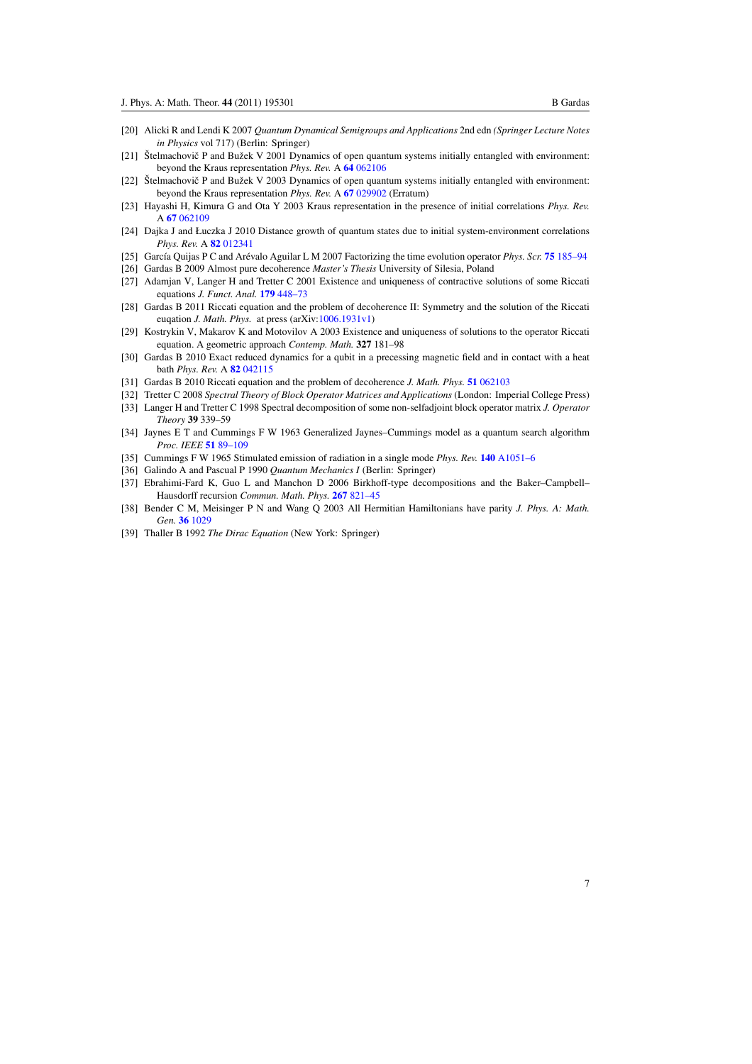[20] Alicki R and Lendi K 2007 *Quantum Dynamical Semigroups and Applications* 2nd edn *(Springer Lecture Notes in Physics* vol 717) (Berlin: Springer)

[21] Štelmachovič P and Bužek V 2001 Dynamics of open quantum systems initially entangled with environment: beyond the Kraus representation *Phys. Rev.* A **64** 062106

[22] Štelmachovič P and Bužek V 2003 Dynamics of open quantum systems initially entangled with environment: beyond the Kraus representation *Phys. Rev.* A **67** 029902 (Erratum)

[23] Hayashi H, Kimura G and Ota Y 2003 Kraus representation in the presence of initial correlations *Phys. Rev.* A **67** 062109

[24] Dajka J and Łuczka J 2010 Distance growth of quantum states due to initial system-environment correlations *Phys. Rev.* A **82** 012341

[25] García Quijas P C and Arévalo Aguilar L M 2007 Factorizing the time evolution operator *Phys. Scr.* **75** 185–94

[26] Gardas B 2009 Almost pure decoherence *Master's Thesis* University of Silesia, Poland

[27] Adamjan V, Langer H and Tretter C 2001 Existence and uniqueness of contractive solutions of some Riccati equations *J. Funct. Anal.* **179** 448–73

[28] Gardas B 2011 Riccati equation and the problem of decoherence II: Symmetry and the solution of the Riccati euqation *J. Math. Phys.* at press (arXiv:1006.1931v1)

[29] Kostrykin V, Makarov K and Motovilov A 2003 Existence and uniqueness of solutions to the operator Riccati equation. A geometric approach *Contemp. Math.* **327** 181–98

[30] Gardas B 2010 Exact reduced dynamics for a qubit in a precessing magnetic field and in contact with a heat bath *Phys. Rev.* A **82** 042115

[31] Gardas B 2010 Riccati equation and the problem of decoherence *J. Math. Phys.* **51** 062103

[32] Tretter C 2008 *Spectral Theory of Block Operator Matrices and Applications* (London: Imperial College Press)

[33] Langer H and Tretter C 1998 Spectral decomposition of some non-selfadjoint block operator matrix *J. Operator Theory* **39** 339–59

[34] Jaynes E T and Cummings F W 1963 Generalized Jaynes–Cummings model as a quantum search algorithm *Proc. IEEE* **51** 89–109

[35] Cummings F W 1965 Stimulated emission of radiation in a single mode *Phys. Rev.* **140** A1051–6

[36] Galindo A and Pascual P 1990 *Quantum Mechanics I* (Berlin: Springer)

[37] Ebrahimi-Fard K, Guo L and Manchon D 2006 Birkhoff-type decompositions and the Baker–Campbell–Hausdorff recursion *Commun. Math. Phys.* **267** 821–45

[38] Bender C M, Meisinger P N and Wang Q 2003 All Hermitian Hamiltonians have parity *J. Phys. A: Math. Gen.* **36** 1029

[39] Thaller B 1992 *The Dirac Equation* (New York: Springer)